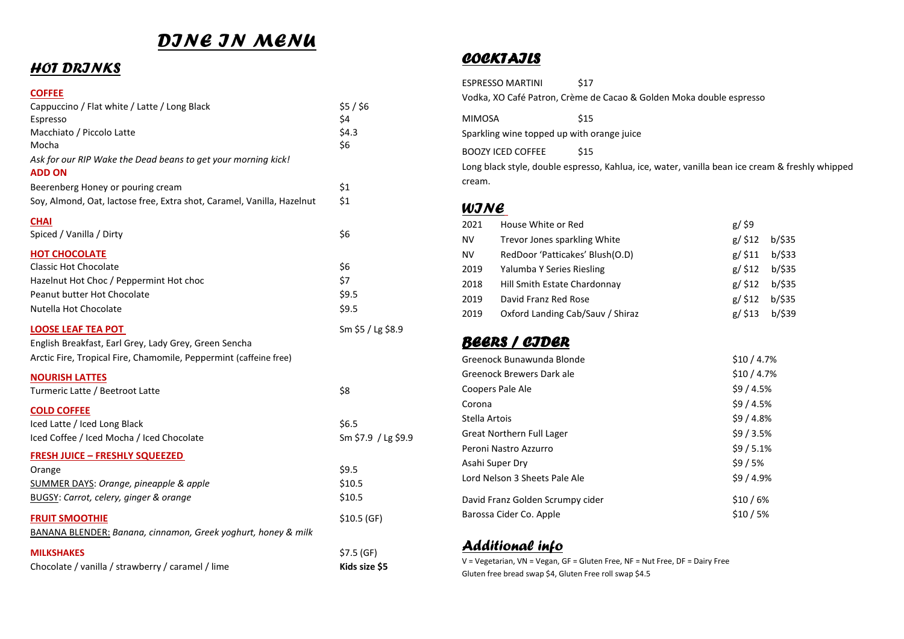# DINE IN MENU

## HOT DRINKS

### COFFEE

| Item | Price |
| --- | --- |
| Cappuccino / Flat white / Latte / Long Black | $5 / $6 |
| Espresso | $4 |
| Macchiato / Piccolo Latte | $4.3 |
| Mocha | $6 |

*Ask for our RIP Wake the Dead beans to get your morning kick!*

### ADD ON

| Item | Price |
| --- | --- |
| Beerenberg Honey or pouring cream | $1 |
| Soy, Almond, Oat, lactose free, Extra shot, Caramel, Vanilla, Hazelnut | $1 |

### CHAI

| Item | Price |
| --- | --- |
| Spiced / Vanilla / Dirty | $6 |

### HOT CHOCOLATE

| Item | Price |
| --- | --- |
| Classic Hot Chocolate | $6 |
| Hazelnut Hot Choc / Peppermint Hot choc | $7 |
| Peanut butter Hot Chocolate | $9.5 |
| Nutella Hot Chocolate | $9.5 |

### LOOSE LEAF TEA POT

Sm $5 / Lg $8.9

English Breakfast, Earl Grey, Lady Grey, Green Sencha

Arctic Fire, Tropical Fire, Chamomile, Peppermint (caffeine free)

### NOURISH LATTES

| Item | Price |
| --- | --- |
| Turmeric Latte / Beetroot Latte | $8 |

### COLD COFFEE

| Item | Price |
| --- | --- |
| Iced Latte / Iced Long Black | $6.5 |
| Iced Coffee / Iced Mocha / Iced Chocolate | Sm $7.9 / Lg $9.9 |

### FRESH JUICE – FRESHLY SQUEEZED

| Item | Price |
| --- | --- |
| Orange | $9.5 |
| SUMMER DAYS: *Orange, pineapple & apple* | $10.5 |
| BUGSY: *Carrot, celery, ginger & orange* | $10.5 |

### FRUIT SMOOTHIE

$10.5 (GF)

BANANA BLENDER: *Banana, cinnamon, Greek yoghurt, honey & milk*

### MILKSHAKES

$7.5 (GF)

Chocolate / vanilla / strawberry / caramel / lime — **Kids size $5**

## COCKTAILS

ESPRESSO MARTINI $17

Vodka, XO Café Patron, Crème de Cacao & Golden Moka double espresso

MIMOSA $15

Sparkling wine topped up with orange juice

BOOZY ICED COFFEE $15

Long black style, double espresso, Kahlua, ice, water, vanilla bean ice cream & freshly whipped cream.

## WINE

| Year | Wine | Glass | Bottle |
| --- | --- | --- | --- |
| 2021 | House White or Red | g/ $9 | |
| NV | Trevor Jones sparkling White | g/ $12 | b/$35 |
| NV | RedDoor 'Patticakes' Blush(O.D) | g/ $11 | b/$33 |
| 2019 | Yalumba Y Series Riesling | g/ $12 | b/$35 |
| 2018 | Hill Smith Estate Chardonnay | g/ $12 | b/$35 |
| 2019 | David Franz Red Rose | g/ $12 | b/$35 |
| 2019 | Oxford Landing Cab/Sauv / Shiraz | g/ $13 | b/$39 |

## BEERS / CIDER

| Item | Price / ABV |
| --- | --- |
| Greenock Bunawunda Blonde | $10 / 4.7% |
| Greenock Brewers Dark ale | $10 / 4.7% |
| Coopers Pale Ale | $9 / 4.5% |
| Corona | $9 / 4.5% |
| Stella Artois | $9 / 4.8% |
| Great Northern Full Lager | $9 / 3.5% |
| Peroni Nastro Azzurro | $9 / 5.1% |
| Asahi Super Dry | $9 / 5% |
| Lord Nelson 3 Sheets Pale Ale | $9 / 4.9% |
| David Franz Golden Scrumpy cider | $10 / 6% |
| Barossa Cider Co. Apple | $10 / 5% |

## Additional info

V = Vegetarian, VN = Vegan, GF = Gluten Free, NF = Nut Free, DF = Dairy Free

Gluten free bread swap $4, Gluten Free roll swap $4.5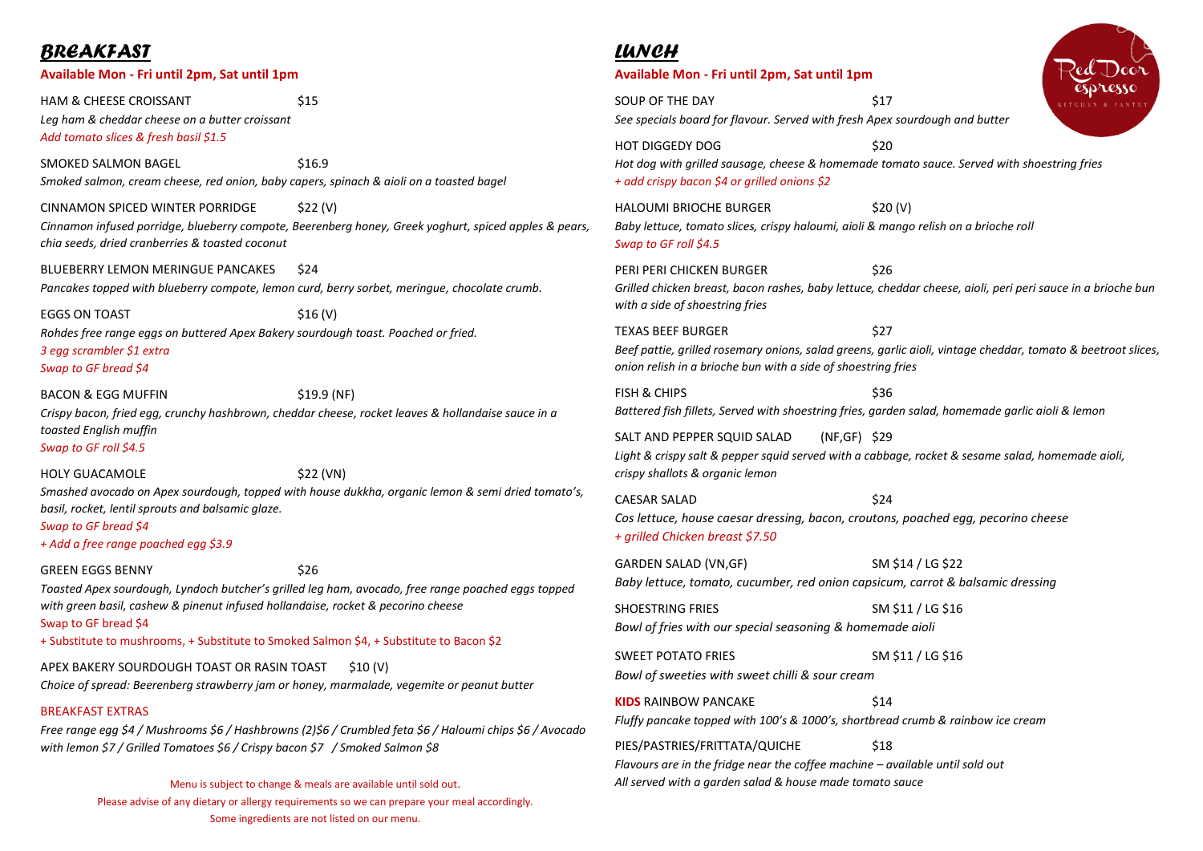# BREAKFAST

**Available Mon - Fri until 2pm, Sat until 1pm**

HAM & CHEESE CROISSANT $15
*Leg ham & cheddar cheese on a butter croissant*
*Add tomato slices & fresh basil $1.5*

SMOKED SALMON BAGEL $16.9
*Smoked salmon, cream cheese, red onion, baby capers, spinach & aioli on a toasted bagel*

CINNAMON SPICED WINTER PORRIDGE $22 (V)
*Cinnamon infused porridge, blueberry compote, Beerenberg honey, Greek yoghurt, spiced apples & pears, chia seeds, dried cranberries & toasted coconut*

BLUEBERRY LEMON MERINGUE PANCAKES $24
*Pancakes topped with blueberry compote, lemon curd, berry sorbet, meringue, chocolate crumb.*

EGGS ON TOAST $16 (V)
*Rohdes free range eggs on buttered Apex Bakery sourdough toast. Poached or fried.*
*3 egg scrambler $1 extra*
*Swap to GF bread $4*

BACON & EGG MUFFIN $19.9 (NF)
*Crispy bacon, fried egg, crunchy hashbrown, cheddar cheese, rocket leaves & hollandaise sauce in a toasted English muffin*
*Swap to GF roll $4.5*

HOLY GUACAMOLE $22 (VN)
*Smashed avocado on Apex sourdough, topped with house dukkha, organic lemon & semi dried tomato's, basil, rocket, lentil sprouts and balsamic glaze.*
*Swap to GF bread $4*
*+ Add a free range poached egg $3.9*

GREEN EGGS BENNY $26
*Toasted Apex sourdough, Lyndoch butcher's grilled leg ham, avocado, free range poached eggs topped with green basil, cashew & pinenut infused hollandaise, rocket & pecorino cheese*
Swap to GF bread $4
+ Substitute to mushrooms, + Substitute to Smoked Salmon $4, + Substitute to Bacon $2

APEX BAKERY SOURDOUGH TOAST OR RASIN TOAST $10 (V)
*Choice of spread: Beerenberg strawberry jam or honey, marmalade, vegemite or peanut butter*

BREAKFAST EXTRAS
*Free range egg $4 / Mushrooms $6 / Hashbrowns (2)$6 / Crumbled feta $6 / Haloumi chips $6 / Avocado with lemon $7 / Grilled Tomatoes $6 / Crispy bacon $7 / Smoked Salmon $8*

Menu is subject to change & meals are available until sold out.
Please advise of any dietary or allergy requirements so we can prepare your meal accordingly.
Some ingredients are not listed on our menu.

# LUNCH

**Available Mon - Fri until 2pm, Sat until 1pm**

Red Door espresso KITCHEN & PANTRY

SOUP OF THE DAY $17
*See specials board for flavour. Served with fresh Apex sourdough and butter*

HOT DIGGEDY DOG $20
*Hot dog with grilled sausage, cheese & homemade tomato sauce. Served with shoestring fries*
*+ add crispy bacon $4 or grilled onions $2*

HALOUMI BRIOCHE BURGER $20 (V)
*Baby lettuce, tomato slices, crispy haloumi, aioli & mango relish on a brioche roll*
*Swap to GF roll $4.5*

PERI PERI CHICKEN BURGER $26
*Grilled chicken breast, bacon rashes, baby lettuce, cheddar cheese, aioli, peri peri sauce in a brioche bun with a side of shoestring fries*

TEXAS BEEF BURGER $27
*Beef pattie, grilled rosemary onions, salad greens, garlic aioli, vintage cheddar, tomato & beetroot slices, onion relish in a brioche bun with a side of shoestring fries*

FISH & CHIPS $36
*Battered fish fillets, Served with shoestring fries, garden salad, homemade garlic aioli & lemon*

SALT AND PEPPER SQUID SALAD (NF,GF) $29
*Light & crispy salt & pepper squid served with a cabbage, rocket & sesame salad, homemade aioli, crispy shallots & organic lemon*

CAESAR SALAD $24
*Cos lettuce, house caesar dressing, bacon, croutons, poached egg, pecorino cheese*
*+ grilled Chicken breast $7.50*

GARDEN SALAD (VN,GF) SM $14 / LG $22
*Baby lettuce, tomato, cucumber, red onion capsicum, carrot & balsamic dressing*

SHOESTRING FRIES SM $11 / LG $16
*Bowl of fries with our special seasoning & homemade aioli*

SWEET POTATO FRIES SM $11 / LG $16
*Bowl of sweeties with sweet chilli & sour cream*

**KIDS** RAINBOW PANCAKE $14
*Fluffy pancake topped with 100's & 1000's, shortbread crumb & rainbow ice cream*

PIES/PASTRIES/FRITTATA/QUICHE $18
*Flavours are in the fridge near the coffee machine – available until sold out*
*All served with a garden salad & house made tomato sauce*